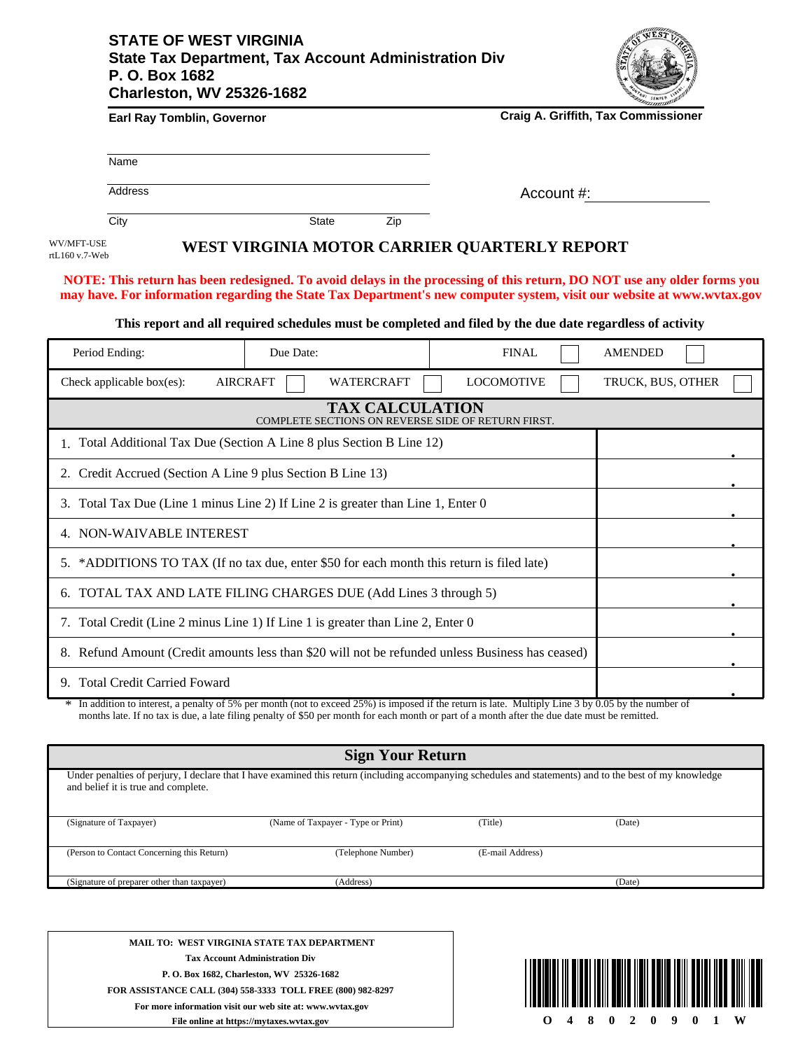**STATE OF WEST VIRGINIA**
**State Tax Department, Tax Account Administration Div**
**P. O. Box 1682**
**Charleston, WV 25326-1682**

**Earl Ray Tomblin, Governor** | **Craig A. Griffith, Tax Commissioner**

Name

Address

City State Zip

Account #:

WV/MFT-USE
rtL160 v.7-Web

# WEST VIRGINIA MOTOR CARRIER QUARTERLY REPORT

**NOTE: This return has been redesigned. To avoid delays in the processing of this return, DO NOT use any older forms you may have. For information regarding the State Tax Department's new computer system, visit our website at www.wvtax.gov**

**This report and all required schedules must be completed and filed by the due date regardless of activity**

| Period Ending: | Due Date: | FINAL ☐ | AMENDED ☐ |
|---|---|---|---|

Check applicable box(es): AIRCRAFT ☐ WATERCRAFT ☐ LOCOMOTIVE ☐ TRUCK, BUS, OTHER ☐

## TAX CALCULATION

COMPLETE SECTIONS ON REVERSE SIDE OF RETURN FIRST.

| Line | Amount |
|---|---|
| 1. Total Additional Tax Due (Section A Line 8 plus Section B Line 12) | . |
| 2. Credit Accrued (Section A Line 9 plus Section B Line 13) | . |
| 3. Total Tax Due (Line 1 minus Line 2) If Line 2 is greater than Line 1, Enter 0 | . |
| 4. NON-WAIVABLE INTEREST | . |
| 5. *ADDITIONS TO TAX (If no tax due, enter $50 for each month this return is filed late) | . |
| 6. TOTAL TAX AND LATE FILING CHARGES DUE (Add Lines 3 through 5) | . |
| 7. Total Credit (Line 2 minus Line 1) If Line 1 is greater than Line 2, Enter 0 | . |
| 8. Refund Amount (Credit amounts less than $20 will not be refunded unless Business has ceased) | . |
| 9. Total Credit Carried Foward | . |

\* In addition to interest, a penalty of 5% per month (not to exceed 25%) is imposed if the return is late. Multiply Line 3 by 0.05 by the number of months late. If no tax is due, a late filing penalty of $50 per month for each month or part of a month after the due date must be remitted.

## Sign Your Return

Under penalties of perjury, I declare that I have examined this return (including accompanying schedules and statements) and to the best of my knowledge and belief it is true and complete.

| (Signature of Taxpayer) | (Name of Taxpayer - Type or Print) | (Title) | (Date) |
|---|---|---|---|
| (Person to Contact Concerning this Return) | (Telephone Number) | (E-mail Address) | |
| (Signature of preparer other than taxpayer) | (Address) | | (Date) |

**MAIL TO: WEST VIRGINIA STATE TAX DEPARTMENT**
**Tax Account Administration Div**
**P. O. Box 1682, Charleston, WV 25326-1682**
**FOR ASSISTANCE CALL (304) 558-3333 TOLL FREE (800) 982-8297**
**For more information visit our web site at: www.wvtax.gov**
**File online at https://mytaxes.wvtax.gov**

O 4 8 0 2 0 9 0 1 W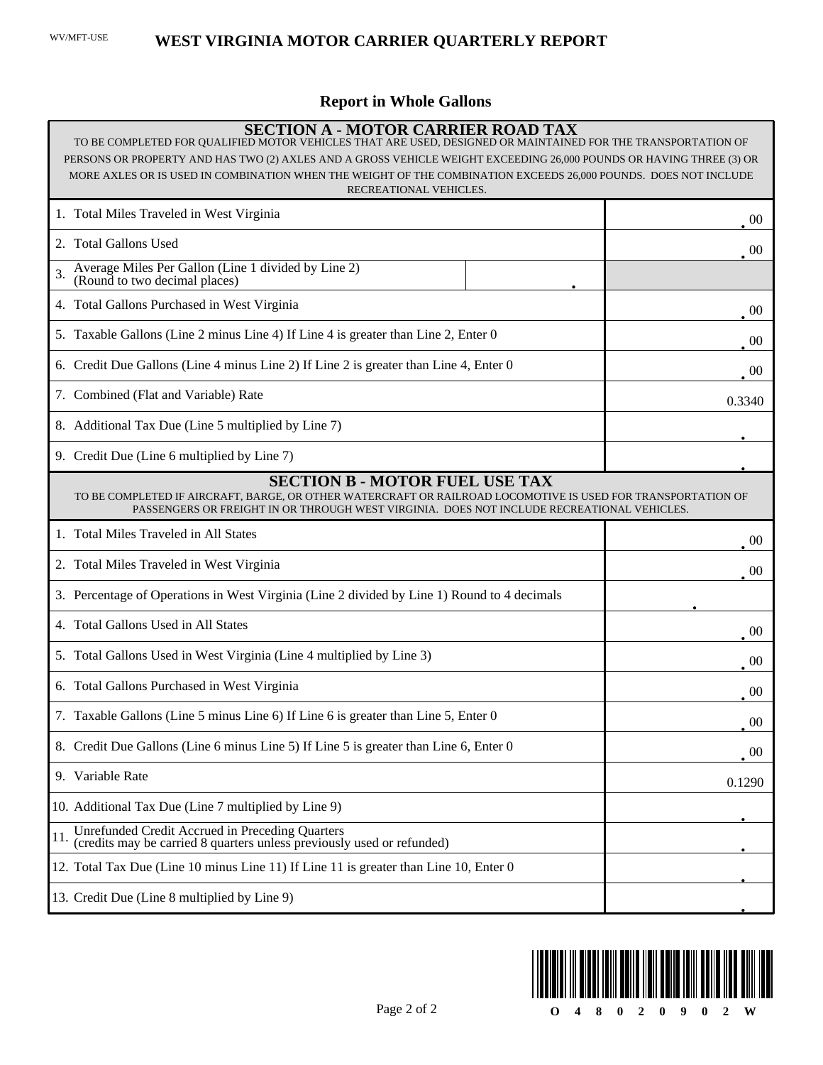WV/MFT-USE

# WEST VIRGINIA MOTOR CARRIER QUARTERLY REPORT

## Report in Whole Gallons

| SECTION A - MOTOR CARRIER ROAD TAX<br>TO BE COMPLETED FOR QUALIFIED MOTOR VEHICLES THAT ARE USED, DESIGNED OR MAINTAINED FOR THE TRANSPORTATION OF PERSONS OR PROPERTY AND HAS TWO (2) AXLES AND A GROSS VEHICLE WEIGHT EXCEEDING 26,000 POUNDS OR HAVING THREE (3) OR MORE AXLES OR IS USED IN COMBINATION WHEN THE WEIGHT OF THE COMBINATION EXCEEDS 26,000 POUNDS. DOES NOT INCLUDE RECREATIONAL VEHICLES. | | |
|---|---|---|
| 1. Total Miles Traveled in West Virginia | | . 00 |
| 2. Total Gallons Used | | . 00 |
| 3. Average Miles Per Gallon (Line 1 divided by Line 2) (Round to two decimal places) | . | |
| 4. Total Gallons Purchased in West Virginia | | . 00 |
| 5. Taxable Gallons (Line 2 minus Line 4) If Line 4 is greater than Line 2, Enter 0 | | . 00 |
| 6. Credit Due Gallons (Line 4 minus Line 2) If Line 2 is greater than Line 4, Enter 0 | | . 00 |
| 7. Combined (Flat and Variable) Rate | | 0.3340 |
| 8. Additional Tax Due (Line 5 multiplied by Line 7) | | . |
| 9. Credit Due (Line 6 multiplied by Line 7) | | . |

| SECTION B - MOTOR FUEL USE TAX<br>TO BE COMPLETED IF AIRCRAFT, BARGE, OR OTHER WATERCRAFT OR RAILROAD LOCOMOTIVE IS USED FOR TRANSPORTATION OF PASSENGERS OR FREIGHT IN OR THROUGH WEST VIRGINIA. DOES NOT INCLUDE RECREATIONAL VEHICLES. | |
|---|---|
| 1. Total Miles Traveled in All States | . 00 |
| 2. Total Miles Traveled in West Virginia | . 00 |
| 3. Percentage of Operations in West Virginia (Line 2 divided by Line 1) Round to 4 decimals | . |
| 4. Total Gallons Used in All States | . 00 |
| 5. Total Gallons Used in West Virginia (Line 4 multiplied by Line 3) | . 00 |
| 6. Total Gallons Purchased in West Virginia | . 00 |
| 7. Taxable Gallons (Line 5 minus Line 6) If Line 6 is greater than Line 5, Enter 0 | . 00 |
| 8. Credit Due Gallons (Line 6 minus Line 5) If Line 5 is greater than Line 6, Enter 0 | . 00 |
| 9. Variable Rate | 0.1290 |
| 10. Additional Tax Due (Line 7 multiplied by Line 9) | . |
| 11. Unrefunded Credit Accrued in Preceding Quarters (credits may be carried 8 quarters unless previously used or refunded) | . |
| 12. Total Tax Due (Line 10 minus Line 11) If Line 11 is greater than Line 10, Enter 0 | . |
| 13. Credit Due (Line 8 multiplied by Line 9) | . |

O 4 8 0 2 0 9 0 2 W